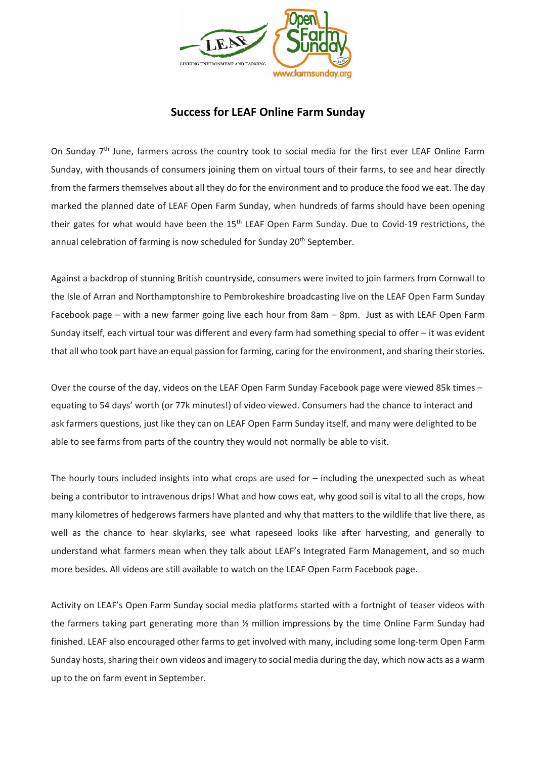# Success for LEAF Online Farm Sunday

On Sunday 7th June, farmers across the country took to social media for the first ever LEAF Online Farm Sunday, with thousands of consumers joining them on virtual tours of their farms, to see and hear directly from the farmers themselves about all they do for the environment and to produce the food we eat. The day marked the planned date of LEAF Open Farm Sunday, when hundreds of farms should have been opening their gates for what would have been the 15th LEAF Open Farm Sunday. Due to Covid-19 restrictions, the annual celebration of farming is now scheduled for Sunday 20th September.

Against a backdrop of stunning British countryside, consumers were invited to join farmers from Cornwall to the Isle of Arran and Northamptonshire to Pembrokeshire broadcasting live on the LEAF Open Farm Sunday Facebook page – with a new farmer going live each hour from 8am – 8pm. Just as with LEAF Open Farm Sunday itself, each virtual tour was different and every farm had something special to offer – it was evident that all who took part have an equal passion for farming, caring for the environment, and sharing their stories.

Over the course of the day, videos on the LEAF Open Farm Sunday Facebook page were viewed 85k times – equating to 54 days' worth (or 77k minutes!) of video viewed. Consumers had the chance to interact and ask farmers questions, just like they can on LEAF Open Farm Sunday itself, and many were delighted to be able to see farms from parts of the country they would not normally be able to visit.

The hourly tours included insights into what crops are used for – including the unexpected such as wheat being a contributor to intravenous drips! What and how cows eat, why good soil is vital to all the crops, how many kilometres of hedgerows farmers have planted and why that matters to the wildlife that live there, as well as the chance to hear skylarks, see what rapeseed looks like after harvesting, and generally to understand what farmers mean when they talk about LEAF's Integrated Farm Management, and so much more besides. All videos are still available to watch on the LEAF Open Farm Facebook page.

Activity on LEAF's Open Farm Sunday social media platforms started with a fortnight of teaser videos with the farmers taking part generating more than ½ million impressions by the time Online Farm Sunday had finished. LEAF also encouraged other farms to get involved with many, including some long-term Open Farm Sunday hosts, sharing their own videos and imagery to social media during the day, which now acts as a warm up to the on farm event in September.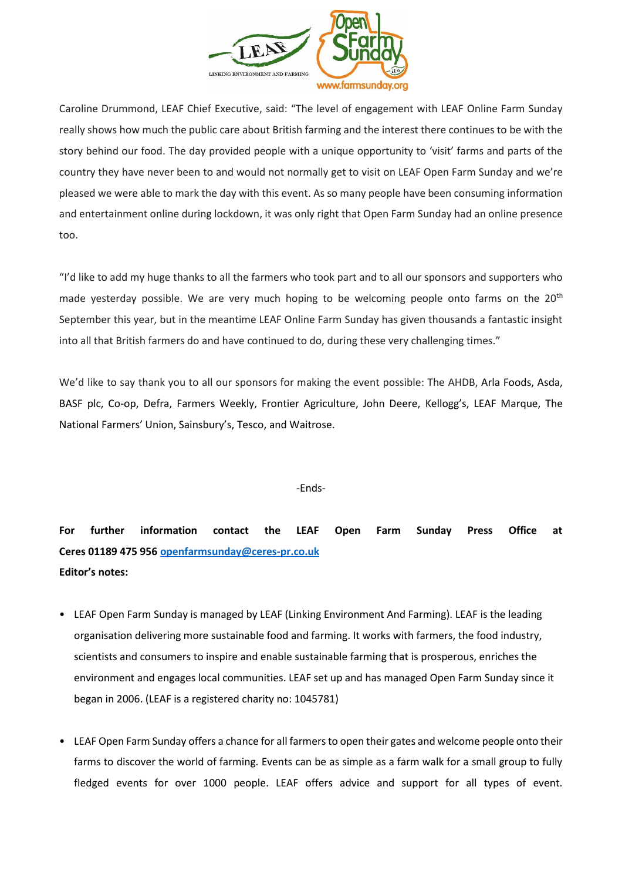Caroline Drummond, LEAF Chief Executive, said: "The level of engagement with LEAF Online Farm Sunday really shows how much the public care about British farming and the interest there continues to be with the story behind our food. The day provided people with a unique opportunity to 'visit' farms and parts of the country they have never been to and would not normally get to visit on LEAF Open Farm Sunday and we're pleased we were able to mark the day with this event. As so many people have been consuming information and entertainment online during lockdown, it was only right that Open Farm Sunday had an online presence too.

"I'd like to add my huge thanks to all the farmers who took part and to all our sponsors and supporters who made yesterday possible. We are very much hoping to be welcoming people onto farms on the 20th September this year, but in the meantime LEAF Online Farm Sunday has given thousands a fantastic insight into all that British farmers do and have continued to do, during these very challenging times."

We'd like to say thank you to all our sponsors for making the event possible: The AHDB, Arla Foods, Asda, BASF plc, Co-op, Defra, Farmers Weekly, Frontier Agriculture, John Deere, Kellogg's, LEAF Marque, The National Farmers' Union, Sainsbury's, Tesco, and Waitrose.

-Ends-

**For further information contact the LEAF Open Farm Sunday Press Office at Ceres 01189 475 956 openfarmsunday@ceres-pr.co.uk**

**Editor's notes:**

- LEAF Open Farm Sunday is managed by LEAF (Linking Environment And Farming). LEAF is the leading organisation delivering more sustainable food and farming. It works with farmers, the food industry, scientists and consumers to inspire and enable sustainable farming that is prosperous, enriches the environment and engages local communities. LEAF set up and has managed Open Farm Sunday since it began in 2006. (LEAF is a registered charity no: 1045781)

- LEAF Open Farm Sunday offers a chance for all farmers to open their gates and welcome people onto their farms to discover the world of farming. Events can be as simple as a farm walk for a small group to fully fledged events for over 1000 people. LEAF offers advice and support for all types of event.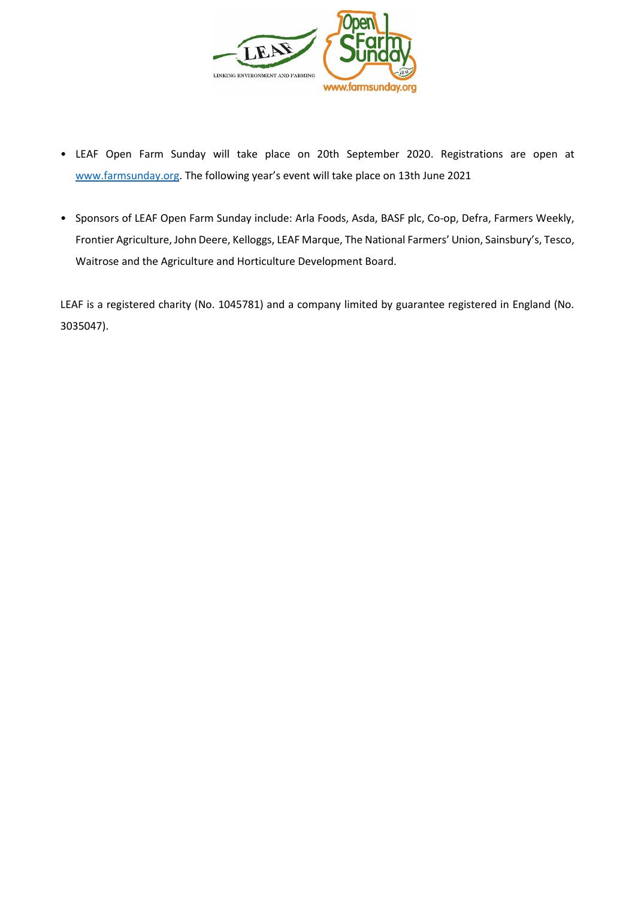- LEAF Open Farm Sunday will take place on 20th September 2020. Registrations are open at www.farmsunday.org. The following year's event will take place on 13th June 2021

- Sponsors of LEAF Open Farm Sunday include: Arla Foods, Asda, BASF plc, Co-op, Defra, Farmers Weekly, Frontier Agriculture, John Deere, Kelloggs, LEAF Marque, The National Farmers' Union, Sainsbury's, Tesco, Waitrose and the Agriculture and Horticulture Development Board.

LEAF is a registered charity (No. 1045781) and a company limited by guarantee registered in England (No. 3035047).